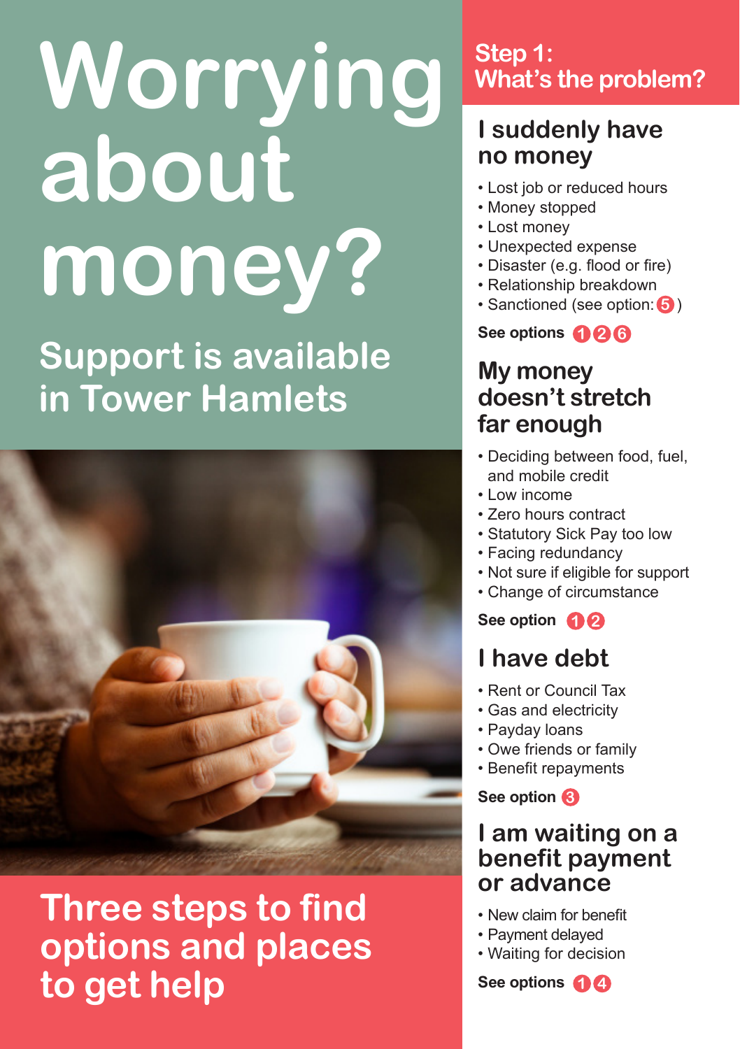# Worrying about money?

## Support is available in Tower Hamlets

## Three steps to find options and places to get help

## Step 1: What's the problem?

### I suddenly have no money

- Lost job or reduced hours
- Money stopped
- Lost money
- Unexpected expense
- Disaster (e.g. flood or fire)
- Relationship breakdown
- Sanctioned (see option: 5 )

**See options 1 2 6**

### My money doesn't stretch far enough

- Deciding between food, fuel, and mobile credit
- Low income
- Zero hours contract
- Statutory Sick Pay too low
- Facing redundancy
- Not sure if eligible for support
- Change of circumstance

**See option 1 2**

### I have debt

- Rent or Council Tax
- Gas and electricity
- Payday loans
- Owe friends or family
- Benefit repayments

**See option 3**

### I am waiting on a benefit payment or advance

- New claim for benefit
- Payment delayed
- Waiting for decision

**See options 1 4**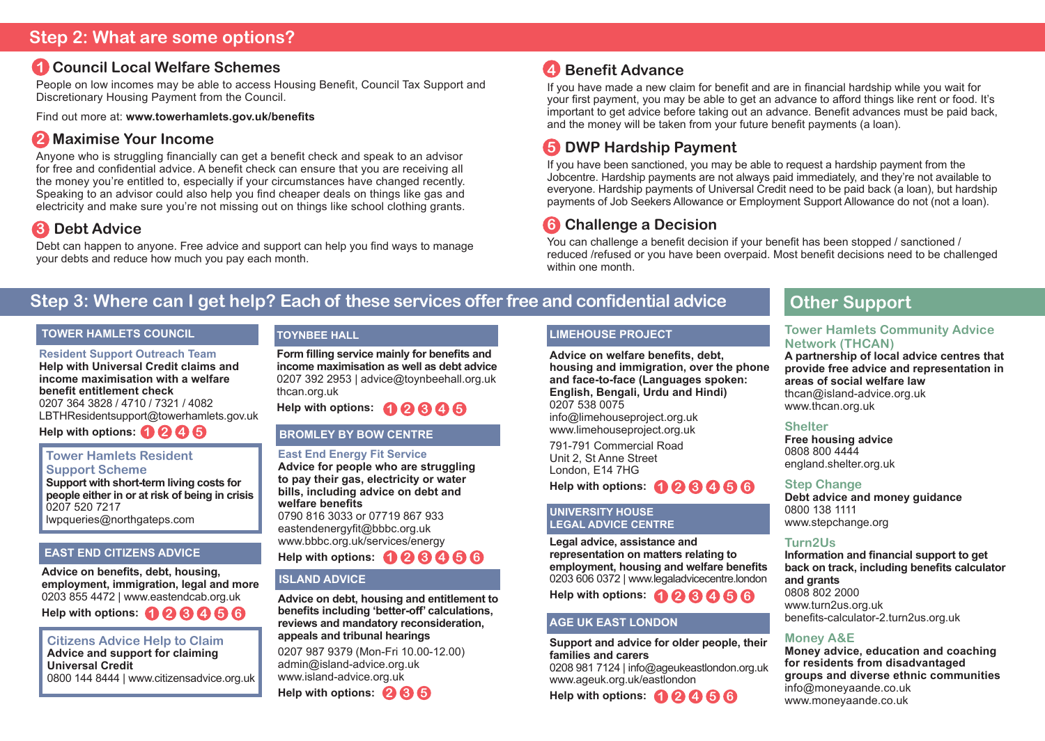## Step 2: What are some options?

### 1 Council Local Welfare Schemes

People on low incomes may be able to access Housing Benefit, Council Tax Support and Discretionary Housing Payment from the Council.

Find out more at: **www.towerhamlets.gov.uk/benefits**

### 2 Maximise Your Income

Anyone who is struggling financially can get a benefit check and speak to an advisor for free and confidential advice. A benefit check can ensure that you are receiving all the money you're entitled to, especially if your circumstances have changed recently. Speaking to an advisor could also help you find cheaper deals on things like gas and electricity and make sure you're not missing out on things like school clothing grants.

### 3 Debt Advice

Debt can happen to anyone. Free advice and support can help you find ways to manage your debts and reduce how much you pay each month.

### 4 Benefit Advance

If you have made a new claim for benefit and are in financial hardship while you wait for your first payment, you may be able to get an advance to afford things like rent or food. It's important to get advice before taking out an advance. Benefit advances must be paid back, and the money will be taken from your future benefit payments (a loan).

### 5 DWP Hardship Payment

If you have been sanctioned, you may be able to request a hardship payment from the Jobcentre. Hardship payments are not always paid immediately, and they're not available to everyone. Hardship payments of Universal Credit need to be paid back (a loan), but hardship payments of Job Seekers Allowance or Employment Support Allowance do not (not a loan).

### 6 Challenge a Decision

You can challenge a benefit decision if your benefit has been stopped / sanctioned / reduced /refused or you have been overpaid. Most benefit decisions need to be challenged within one month.

## Step 3: Where can I get help? Each of these services offer free and confidential advice

### TOWER HAMLETS COUNCIL

**Resident Support Outreach Team**

**Help with Universal Credit claims and income maximisation with a welfare benefit entitlement check**

0207 364 3828 / 4710 / 7321 / 4082
LBTHResidentsupport@towerhamlets.gov.uk

**Help with options:** 1 2 4 5

**Tower Hamlets Resident Support Scheme**

**Support with short-term living costs for people either in or at risk of being in crisis**

0207 520 7217
lwpqueries@northgateps.com

### EAST END CITIZENS ADVICE

**Advice on benefits, debt, housing, employment, immigration, legal and more**

0203 855 4472 | www.eastendcab.org.uk

**Help with options:** 1 2 3 4 5 6

**Citizens Advice Help to Claim**

**Advice and support for claiming Universal Credit**

0800 144 8444 | www.citizensadvice.org.uk

### TOYNBEE HALL

**Form filling service mainly for benefits and income maximisation as well as debt advice**

0207 392 2953 | advice@toynbeehall.org.uk
thcan.org.uk

**Help with options:** 1 2 3 4 5

### BROMLEY BY BOW CENTRE

**East End Energy Fit Service**

**Advice for people who are struggling to pay their gas, electricity or water bills, including advice on debt and welfare benefits**

0790 816 3033 or 07719 867 933
eastendenergyfit@bbbc.org.uk
www.bbbc.org.uk/services/energy

**Help with options:** 1 2 3 4 5 6

### ISLAND ADVICE

**Advice on debt, housing and entitlement to benefits including 'better-off' calculations, reviews and mandatory reconsideration, appeals and tribunal hearings**

0207 987 9379 (Mon-Fri 10.00-12.00)
admin@island-advice.org.uk
www.island-advice.org.uk

**Help with options:** 2 3 5

### LIMEHOUSE PROJECT

**Advice on welfare benefits, debt, housing and immigration, over the phone and face-to-face (Languages spoken: English, Bengali, Urdu and Hindi)**

0207 538 0075
info@limehouseproject.org.uk
www.limehouseproject.org.uk

791-791 Commercial Road
Unit 2, St Anne Street
London, E14 7HG

**Help with options:** 1 2 3 4 5 6

### UNIVERSITY HOUSE LEGAL ADVICE CENTRE

**Legal advice, assistance and representation on matters relating to employment, housing and welfare benefits**

0203 606 0372 | www.legaladvicecentre.london

**Help with options:** 1 2 3 4 5 6

### AGE UK EAST LONDON

**Support and advice for older people, their families and carers**

0208 981 7124 | info@ageukeastlondon.org.uk
www.ageuk.org.uk/eastlondon

**Help with options:** 1 2 4 5 6

## Other Support

**Tower Hamlets Community Advice Network (THCAN)**

**A partnership of local advice centres that provide free advice and representation in areas of social welfare law**

thcan@island-advice.org.uk
www.thcan.org.uk

**Shelter**

**Free housing advice**

0808 800 4444
england.shelter.org.uk

**Step Change**

**Debt advice and money guidance**

0800 138 1111
www.stepchange.org

**Turn2Us**

**Information and financial support to get back on track, including benefits calculator and grants**

0808 802 2000
www.turn2us.org.uk
benefits-calculator-2.turn2us.org.uk

**Money A&E**

**Money advice, education and coaching for residents from disadvantaged groups and diverse ethnic communities**

info@moneyaande.co.uk
www.moneyaande.co.uk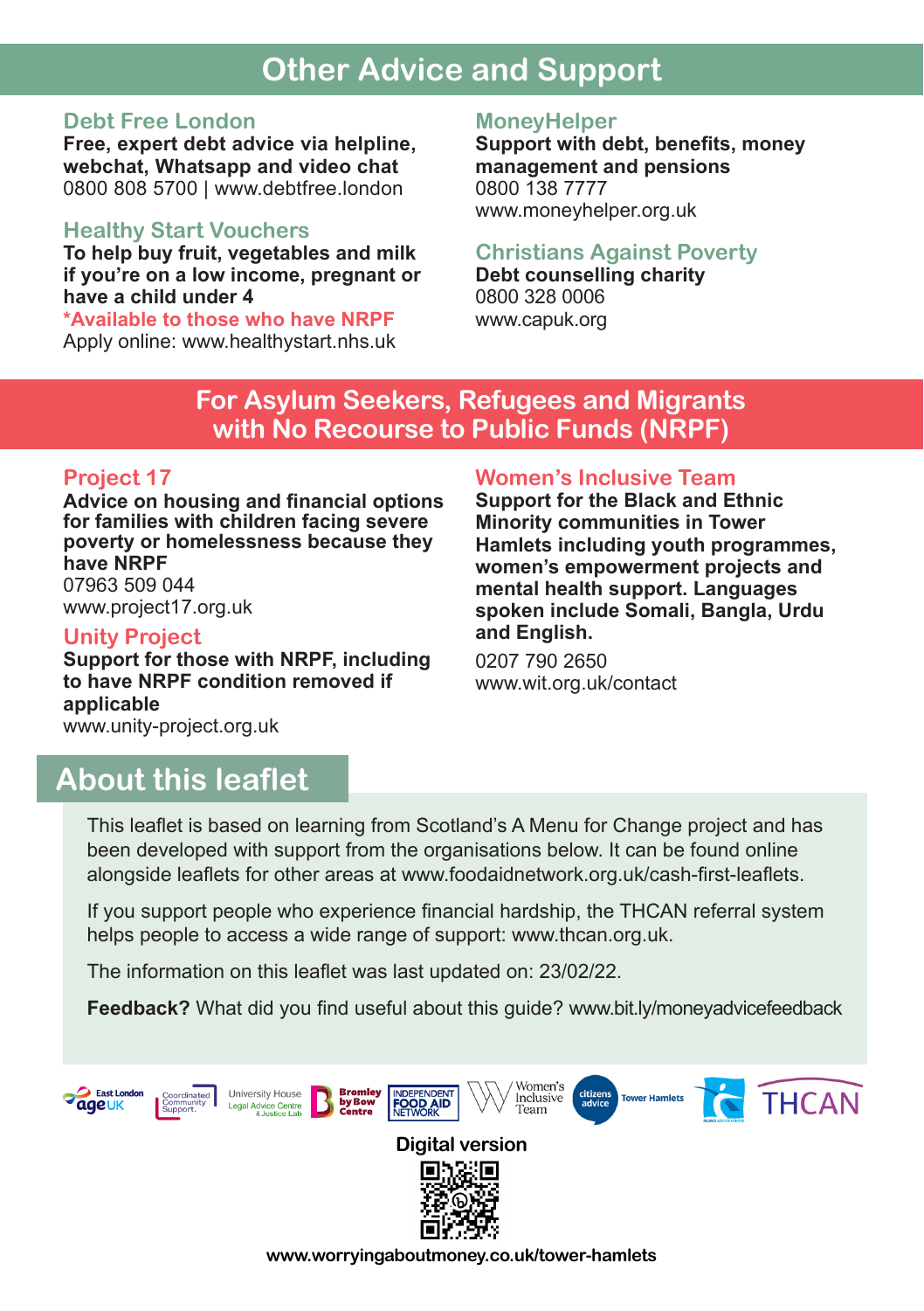## Other Advice and Support

### Debt Free London

**Free, expert debt advice via helpline, webchat, Whatsapp and video chat**
0800 808 5700 | www.debtfree.london

### Healthy Start Vouchers

**To help buy fruit, vegetables and milk if you're on a low income, pregnant or have a child under 4**
*Available to those who have NRPF
Apply online: www.healthystart.nhs.uk

### MoneyHelper

**Support with debt, benefits, money management and pensions**
0800 138 7777
www.moneyhelper.org.uk

### Christians Against Poverty

**Debt counselling charity**
0800 328 0006
www.capuk.org

## For Asylum Seekers, Refugees and Migrants with No Recourse to Public Funds (NRPF)

### Project 17

**Advice on housing and financial options for families with children facing severe poverty or homelessness because they have NRPF**
07963 509 044
www.project17.org.uk

### Unity Project

**Support for those with NRPF, including to have NRPF condition removed if applicable**
www.unity-project.org.uk

### Women's Inclusive Team

**Support for the Black and Ethnic Minority communities in Tower Hamlets including youth programmes, women's empowerment projects and mental health support. Languages spoken include Somali, Bangla, Urdu and English.**

0207 790 2650
www.wit.org.uk/contact

## About this leaflet

This leaflet is based on learning from Scotland's A Menu for Change project and has been developed with support from the organisations below. It can be found online alongside leaflets for other areas at www.foodaidnetwork.org.uk/cash-first-leaflets.

If you support people who experience financial hardship, the THCAN referral system helps people to access a wide range of support: www.thcan.org.uk.

The information on this leaflet was last updated on: 23/02/22.

**Feedback?** What did you find useful about this guide? www.bit.ly/moneyadvicefeedback

East London Age UK | Coordinated Community Support | University House Legal Advice Centre & Justice Lab | Bromley by Bow Centre | Independent Food Aid Network | Women's Inclusive Team | Citizens Advice Tower Hamlets | Island Advice Centre | THCAN

**Digital version**

www.worryingaboutmoney.co.uk/tower-hamlets